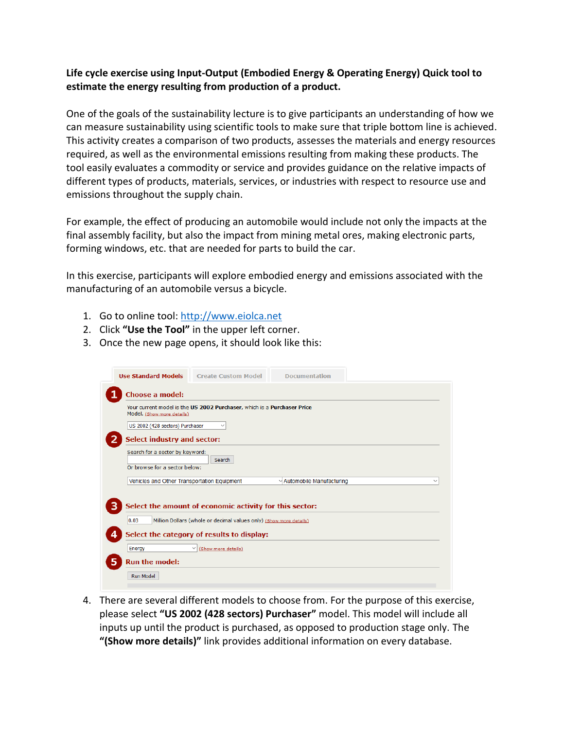**Life cycle exercise using Input-Output (Embodied Energy & Operating Energy) Quick tool to estimate the energy resulting from production of a product.**

One of the goals of the sustainability lecture is to give participants an understanding of how we can measure sustainability using scientific tools to make sure that triple bottom line is achieved. This activity creates a comparison of two products, assesses the materials and energy resources required, as well as the environmental emissions resulting from making these products. The tool easily evaluates a commodity or service and provides guidance on the relative impacts of different types of products, materials, services, or industries with respect to resource use and emissions throughout the supply chain.

For example, the effect of producing an automobile would include not only the impacts at the final assembly facility, but also the impact from mining metal ores, making electronic parts, forming windows, etc. that are needed for parts to build the car.

In this exercise, participants will explore embodied energy and emissions associated with the manufacturing of an automobile versus a bicycle.

1. Go to online tool: http://www.eiolca.net
2. Click **"Use the Tool"** in the upper left corner.
3. Once the new page opens, it should look like this:

Use Standard Models | Create Custom Model | Documentation

**1 Choose a model:**

Your current model is the **US 2002 Purchaser**, which is a **Purchaser Price** Model. (Show more details)

US 2002 (428 sectors) Purchaser

**2 Select industry and sector:**

Search for a sector by keyword:

Search

Or browse for a sector below:

Vehicles and Other Transportation Equipment | Automobile Manufacturing

**3 Select the amount of economic activity for this sector:**

0.03 Million Dollars (whole or decimal values only) (Show more details)

**4 Select the category of results to display:**

Energy (Show more details)

**5 Run the model:**

Run Model

4. There are several different models to choose from. For the purpose of this exercise, please select **"US 2002 (428 sectors) Purchaser"** model. This model will include all inputs up until the product is purchased, as opposed to production stage only. The **"(Show more details)"** link provides additional information on every database.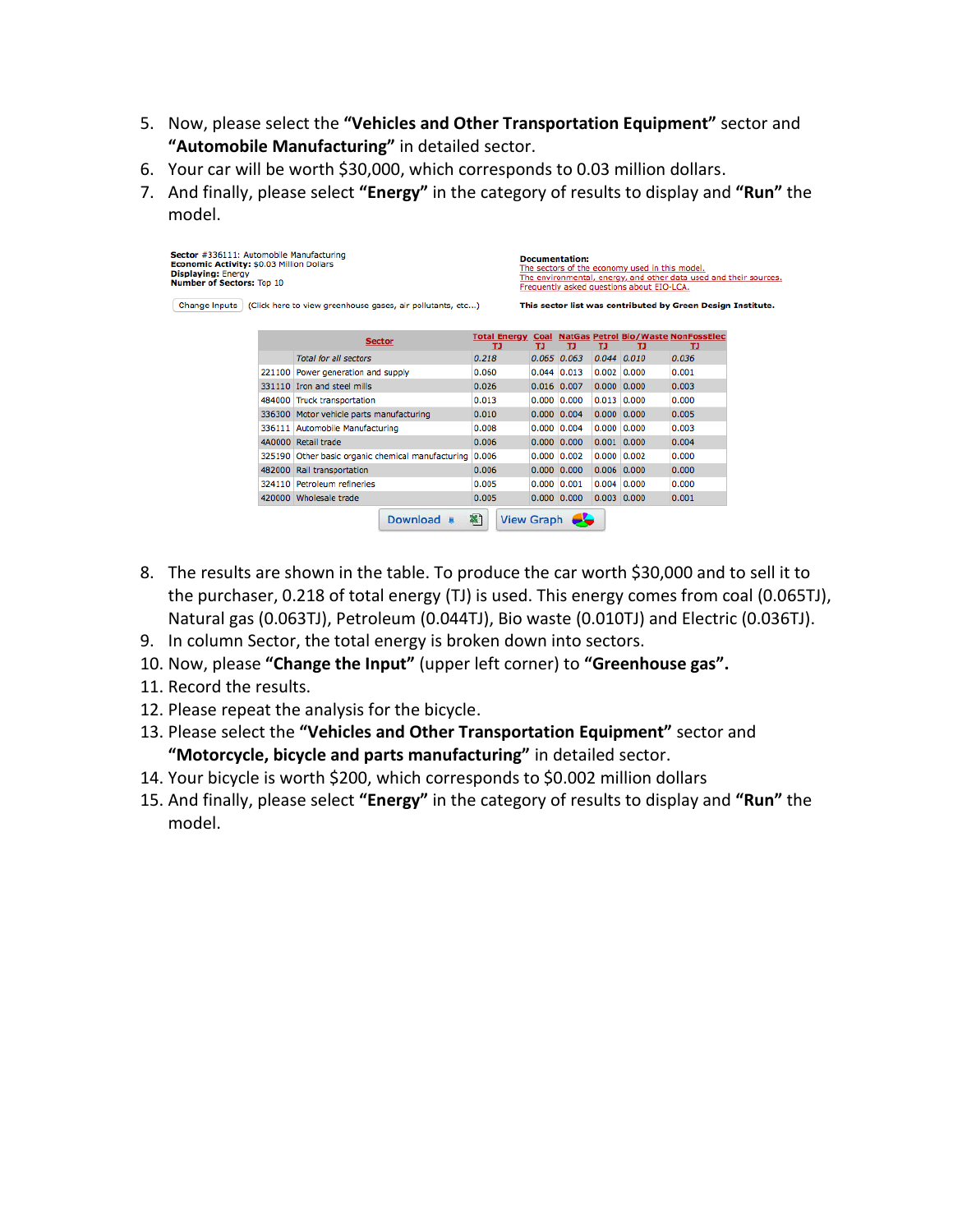5. Now, please select the **"Vehicles and Other Transportation Equipment"** sector and **"Automobile Manufacturing"** in detailed sector.
6. Your car will be worth $30,000, which corresponds to 0.03 million dollars.
7. And finally, please select **"Energy"** in the category of results to display and **"Run"** the model.

**Sector** #336111: Automobile Manufacturing
**Economic Activity:** $0.03 Million Dollars
**Displaying:** Energy
**Number of Sectors:** Top 10

Change Inputs (Click here to view greenhouse gases, air pollutants, etc...)

**Documentation:**
The sectors of the economy used in this model.
The environmental, energy, and other data used and their sources.
Frequently asked questions about EIO-LCA.

**This sector list was contributed by Green Design Institute.**

| | Sector | Total Energy TJ | Coal TJ | NatGas TJ | Petrol TJ | Bio/Waste TJ | NonFossElec TJ |
|---|---|---|---|---|---|---|---|
| | *Total for all sectors* | *0.218* | *0.065* | *0.063* | *0.044* | *0.010* | *0.036* |
| 221100 | Power generation and supply | 0.060 | 0.044 | 0.013 | 0.002 | 0.000 | 0.001 |
| 331110 | Iron and steel mills | 0.026 | 0.016 | 0.007 | 0.000 | 0.000 | 0.003 |
| 484000 | Truck transportation | 0.013 | 0.000 | 0.000 | 0.013 | 0.000 | 0.000 |
| 336300 | Motor vehicle parts manufacturing | 0.010 | 0.000 | 0.004 | 0.000 | 0.000 | 0.005 |
| 336111 | Automobile Manufacturing | 0.008 | 0.000 | 0.004 | 0.000 | 0.000 | 0.003 |
| 4A0000 | Retail trade | 0.006 | 0.000 | 0.000 | 0.001 | 0.000 | 0.004 |
| 325190 | Other basic organic chemical manufacturing | 0.006 | 0.000 | 0.002 | 0.000 | 0.002 | 0.000 |
| 482000 | Rail transportation | 0.006 | 0.000 | 0.000 | 0.006 | 0.000 | 0.000 |
| 324110 | Petroleum refineries | 0.005 | 0.000 | 0.001 | 0.004 | 0.000 | 0.000 |
| 420000 | Wholesale trade | 0.005 | 0.000 | 0.000 | 0.003 | 0.000 | 0.001 |

Download | View Graph

8. The results are shown in the table. To produce the car worth $30,000 and to sell it to the purchaser, 0.218 of total energy (TJ) is used. This energy comes from coal (0.065TJ), Natural gas (0.063TJ), Petroleum (0.044TJ), Bio waste (0.010TJ) and Electric (0.036TJ).
9. In column Sector, the total energy is broken down into sectors.
10. Now, please **"Change the Input"** (upper left corner) to **"Greenhouse gas".**
11. Record the results.
12. Please repeat the analysis for the bicycle.
13. Please select the **"Vehicles and Other Transportation Equipment"** sector and **"Motorcycle, bicycle and parts manufacturing"** in detailed sector.
14. Your bicycle is worth $200, which corresponds to $0.002 million dollars
15. And finally, please select **"Energy"** in the category of results to display and **"Run"** the model.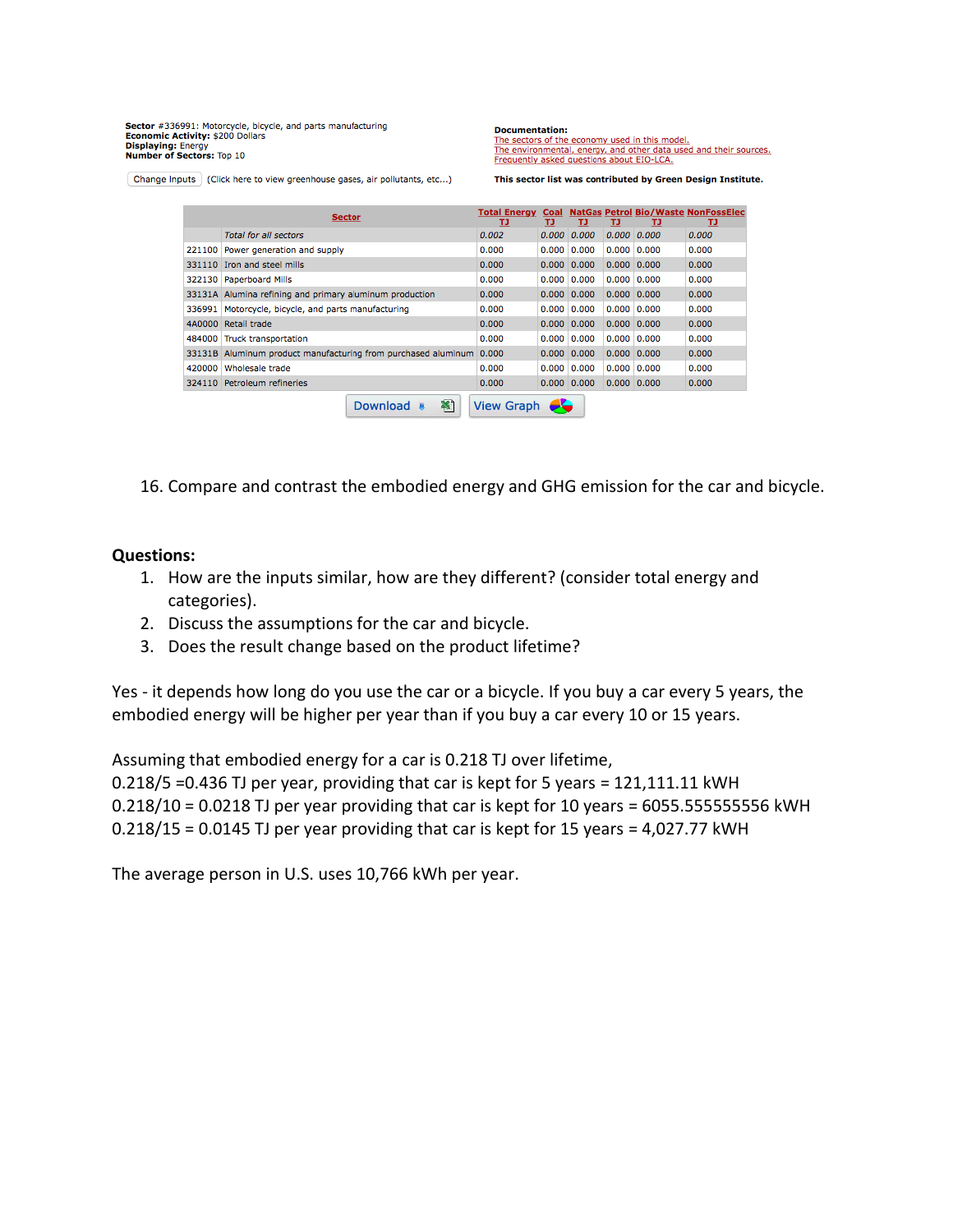**Sector** #336991: Motorcycle, bicycle, and parts manufacturing
**Economic Activity:** $200 Dollars
**Displaying:** Energy
**Number of Sectors:** Top 10

Change Inputs (Click here to view greenhouse gases, air pollutants, etc...)

**Documentation:**
The sectors of the economy used in this model.
The environmental, energy, and other data used and their sources.
Frequently asked questions about EIO-LCA.

**This sector list was contributed by Green Design Institute.**

| | Sector | Total Energy TJ | Coal TJ | NatGas TJ | Petrol TJ | Bio/Waste TJ | NonFossElec TJ |
|---|---|---|---|---|---|---|---|
| | *Total for all sectors* | *0.002* | *0.000* | *0.000* | *0.000* | *0.000* | *0.000* |
| 221100 | Power generation and supply | 0.000 | 0.000 | 0.000 | 0.000 | 0.000 | 0.000 |
| 331110 | Iron and steel mills | 0.000 | 0.000 | 0.000 | 0.000 | 0.000 | 0.000 |
| 322130 | Paperboard Mills | 0.000 | 0.000 | 0.000 | 0.000 | 0.000 | 0.000 |
| 33131A | Alumina refining and primary aluminum production | 0.000 | 0.000 | 0.000 | 0.000 | 0.000 | 0.000 |
| 336991 | Motorcycle, bicycle, and parts manufacturing | 0.000 | 0.000 | 0.000 | 0.000 | 0.000 | 0.000 |
| 4A0000 | Retail trade | 0.000 | 0.000 | 0.000 | 0.000 | 0.000 | 0.000 |
| 484000 | Truck transportation | 0.000 | 0.000 | 0.000 | 0.000 | 0.000 | 0.000 |
| 33131B | Aluminum product manufacturing from purchased aluminum | 0.000 | 0.000 | 0.000 | 0.000 | 0.000 | 0.000 |
| 420000 | Wholesale trade | 0.000 | 0.000 | 0.000 | 0.000 | 0.000 | 0.000 |
| 324110 | Petroleum refineries | 0.000 | 0.000 | 0.000 | 0.000 | 0.000 | 0.000 |

Download View Graph

16. Compare and contrast the embodied energy and GHG emission for the car and bicycle.

**Questions:**

1. How are the inputs similar, how are they different? (consider total energy and categories).
2. Discuss the assumptions for the car and bicycle.
3. Does the result change based on the product lifetime?

Yes - it depends how long do you use the car or a bicycle. If you buy a car every 5 years, the embodied energy will be higher per year than if you buy a car every 10 or 15 years.

Assuming that embodied energy for a car is 0.218 TJ over lifetime,
0.218/5 =0.436 TJ per year, providing that car is kept for 5 years = 121,111.11 kWH
0.218/10 = 0.0218 TJ per year providing that car is kept for 10 years = 6055.555555556 kWH
0.218/15 = 0.0145 TJ per year providing that car is kept for 15 years = 4,027.77 kWH

The average person in U.S. uses 10,766 kWh per year.